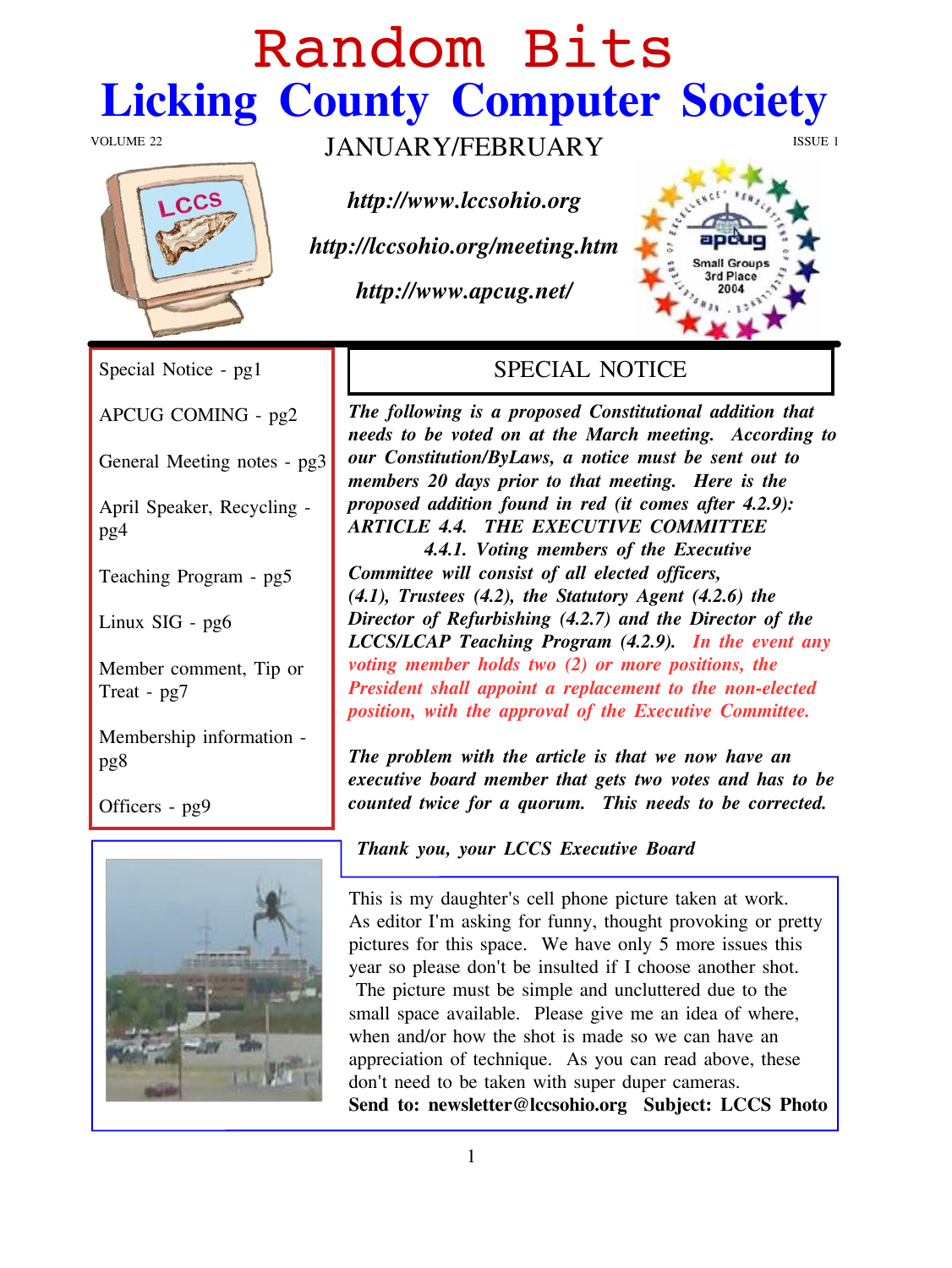# Random Bits

# Licking County Computer Society

VOLUME 22 — JANUARY/FEBRUARY — ISSUE 1

***http://www.lccsohio.org***

***http://lccsohio.org/meeting.htm***

***http://www.apcug.net/***

Special Notice - pg1

APCUG COMING - pg2

General Meeting notes - pg3

April Speaker, Recycling - pg4

Teaching Program - pg5

Linux SIG - pg6

Member comment, Tip or Treat - pg7

Membership information - pg8

Officers - pg9

## SPECIAL NOTICE

***The following is a proposed Constitutional addition that needs to be voted on at the March meeting. According to our Constitution/ByLaws, a notice must be sent out to members 20 days prior to that meeting. Here is the proposed addition found in red (it comes after 4.2.9):***

***ARTICLE 4.4. THE EXECUTIVE COMMITTEE***

***4.4.1. Voting members of the Executive Committee will consist of all elected officers, (4.1), Trustees (4.2), the Statutory Agent (4.2.6) the Director of Refurbishing (4.2.7) and the Director of the LCCS/LCAP Teaching Program (4.2.9). In the event any voting member holds two (2) or more positions, the President shall appoint a replacement to the non-elected position, with the approval of the Executive Committee.***

***The problem with the article is that we now have an executive board member that gets two votes and has to be counted twice for a quorum. This needs to be corrected.***

***Thank you, your LCCS Executive Board***

This is my daughter's cell phone picture taken at work. As editor I'm asking for funny, thought provoking or pretty pictures for this space. We have only 5 more issues this year so please don't be insulted if I choose another shot. The picture must be simple and uncluttered due to the small space available. Please give me an idea of where, when and/or how the shot is made so we can have an appreciation of technique. As you can read above, these don't need to be taken with super duper cameras.

**Send to: newsletter@lccsohio.org Subject: LCCS Photo**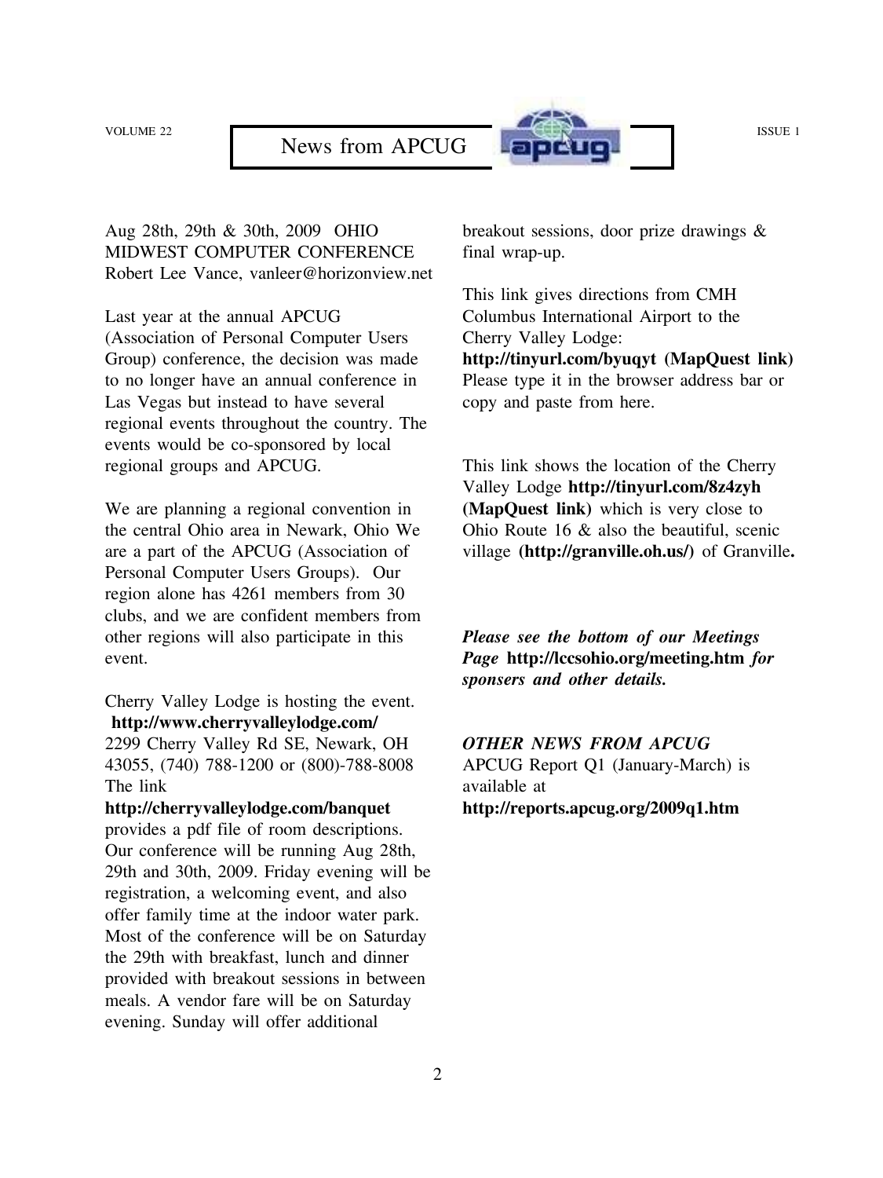# News from APCUG

Aug 28th, 29th & 30th, 2009 OHIO MIDWEST COMPUTER CONFERENCE
Robert Lee Vance, vanleer@horizonview.net

Last year at the annual APCUG (Association of Personal Computer Users Group) conference, the decision was made to no longer have an annual conference in Las Vegas but instead to have several regional events throughout the country. The events would be co-sponsored by local regional groups and APCUG.

We are planning a regional convention in the central Ohio area in Newark, Ohio We are a part of the APCUG (Association of Personal Computer Users Groups). Our region alone has 4261 members from 30 clubs, and we are confident members from other regions will also participate in this event.

Cherry Valley Lodge is hosting the event.
**http://www.cherryvalleylodge.com/**
2299 Cherry Valley Rd SE, Newark, OH 43055, (740) 788-1200 or (800)-788-8008
The link
**http://cherryvalleylodge.com/banquet**
provides a pdf file of room descriptions. Our conference will be running Aug 28th, 29th and 30th, 2009. Friday evening will be registration, a welcoming event, and also offer family time at the indoor water park. Most of the conference will be on Saturday the 29th with breakfast, lunch and dinner provided with breakout sessions in between meals. A vendor fare will be on Saturday evening. Sunday will offer additional breakout sessions, door prize drawings & final wrap-up.

This link gives directions from CMH Columbus International Airport to the Cherry Valley Lodge:
**http://tinyurl.com/byuqyt (MapQuest link)**
Please type it in the browser address bar or copy and paste from here.

This link shows the location of the Cherry Valley Lodge **http://tinyurl.com/8z4zyh (MapQuest link)** which is very close to Ohio Route 16 & also the beautiful, scenic village **(http://granville.oh.us/)** of Granville**.**

***Please see the bottom of our Meetings Page*** **http://lccsohio.org/meeting.htm** ***for sponsers and other details.***

***OTHER NEWS FROM APCUG***
APCUG Report Q1 (January-March) is available at
**http://reports.apcug.org/2009q1.htm**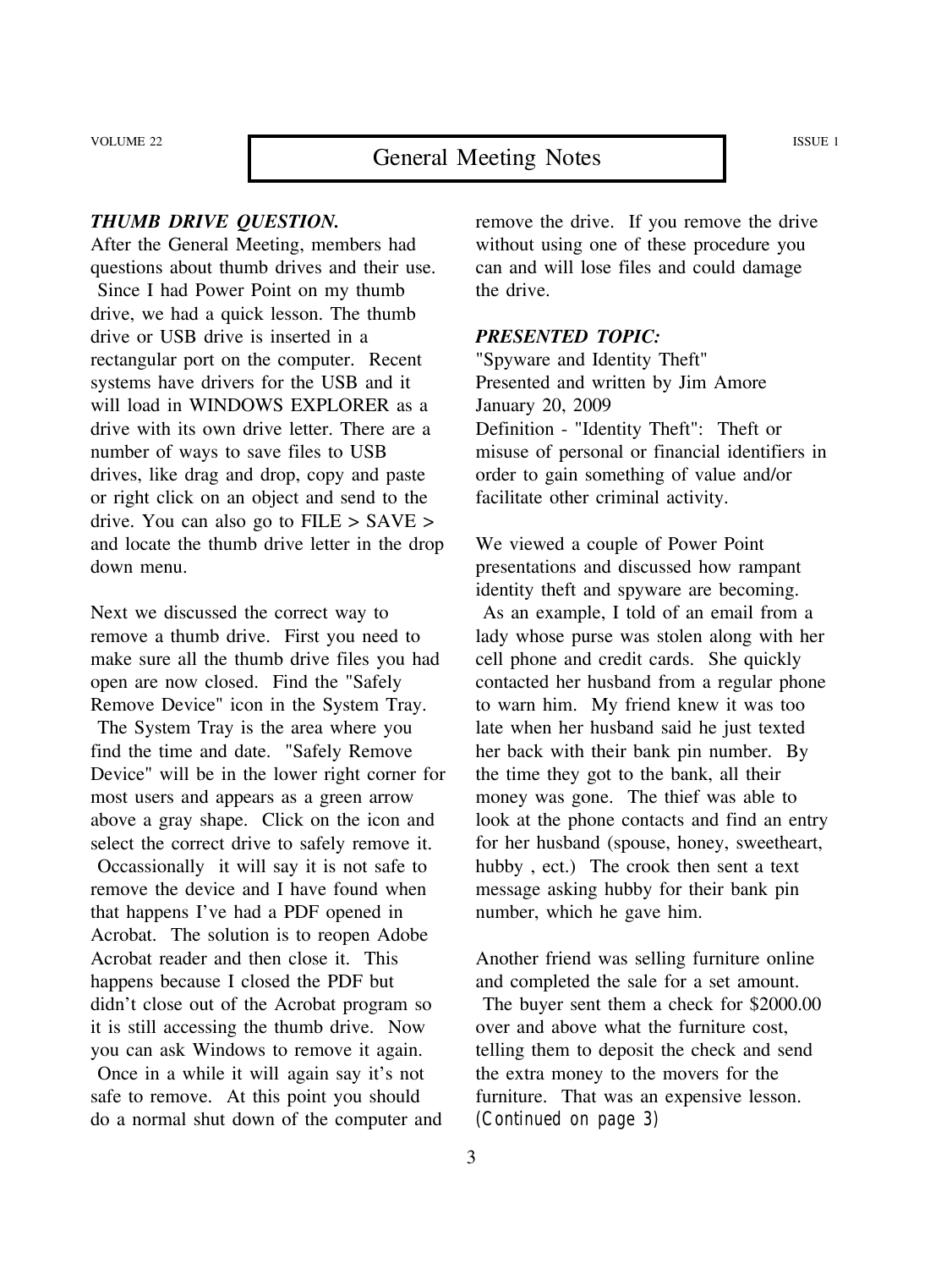# General Meeting Notes

***THUMB DRIVE QUESTION.***

After the General Meeting, members had questions about thumb drives and their use. Since I had Power Point on my thumb drive, we had a quick lesson. The thumb drive or USB drive is inserted in a rectangular port on the computer. Recent systems have drivers for the USB and it will load in WINDOWS EXPLORER as a drive with its own drive letter. There are a number of ways to save files to USB drives, like drag and drop, copy and paste or right click on an object and send to the drive. You can also go to FILE > SAVE > and locate the thumb drive letter in the drop down menu.

Next we discussed the correct way to remove a thumb drive. First you need to make sure all the thumb drive files you had open are now closed. Find the "Safely Remove Device" icon in the System Tray. The System Tray is the area where you find the time and date. "Safely Remove Device" will be in the lower right corner for most users and appears as a green arrow above a gray shape. Click on the icon and select the correct drive to safely remove it. Occassionally it will say it is not safe to remove the device and I have found when that happens I've had a PDF opened in Acrobat. The solution is to reopen Adobe Acrobat reader and then close it. This happens because I closed the PDF but didn't close out of the Acrobat program so it is still accessing the thumb drive. Now you can ask Windows to remove it again. Once in a while it will again say it's not safe to remove. At this point you should do a normal shut down of the computer and remove the drive. If you remove the drive without using one of these procedure you can and will lose files and could damage the drive.

***PRESENTED TOPIC:***

"Spyware and Identity Theft"
Presented and written by Jim Amore
January 20, 2009
Definition - "Identity Theft": Theft or misuse of personal or financial identifiers in order to gain something of value and/or facilitate other criminal activity.

We viewed a couple of Power Point presentations and discussed how rampant identity theft and spyware are becoming. As an example, I told of an email from a lady whose purse was stolen along with her cell phone and credit cards. She quickly contacted her husband from a regular phone to warn him. My friend knew it was too late when her husband said he just texted her back with their bank pin number. By the time they got to the bank, all their money was gone. The thief was able to look at the phone contacts and find an entry for her husband (spouse, honey, sweetheart, hubby , ect.) The crook then sent a text message asking hubby for their bank pin number, which he gave him.

Another friend was selling furniture online and completed the sale for a set amount. The buyer sent them a check for $2000.00 over and above what the furniture cost, telling them to deposit the check and send the extra money to the movers for the furniture. That was an expensive lesson.
(Continued on page 3)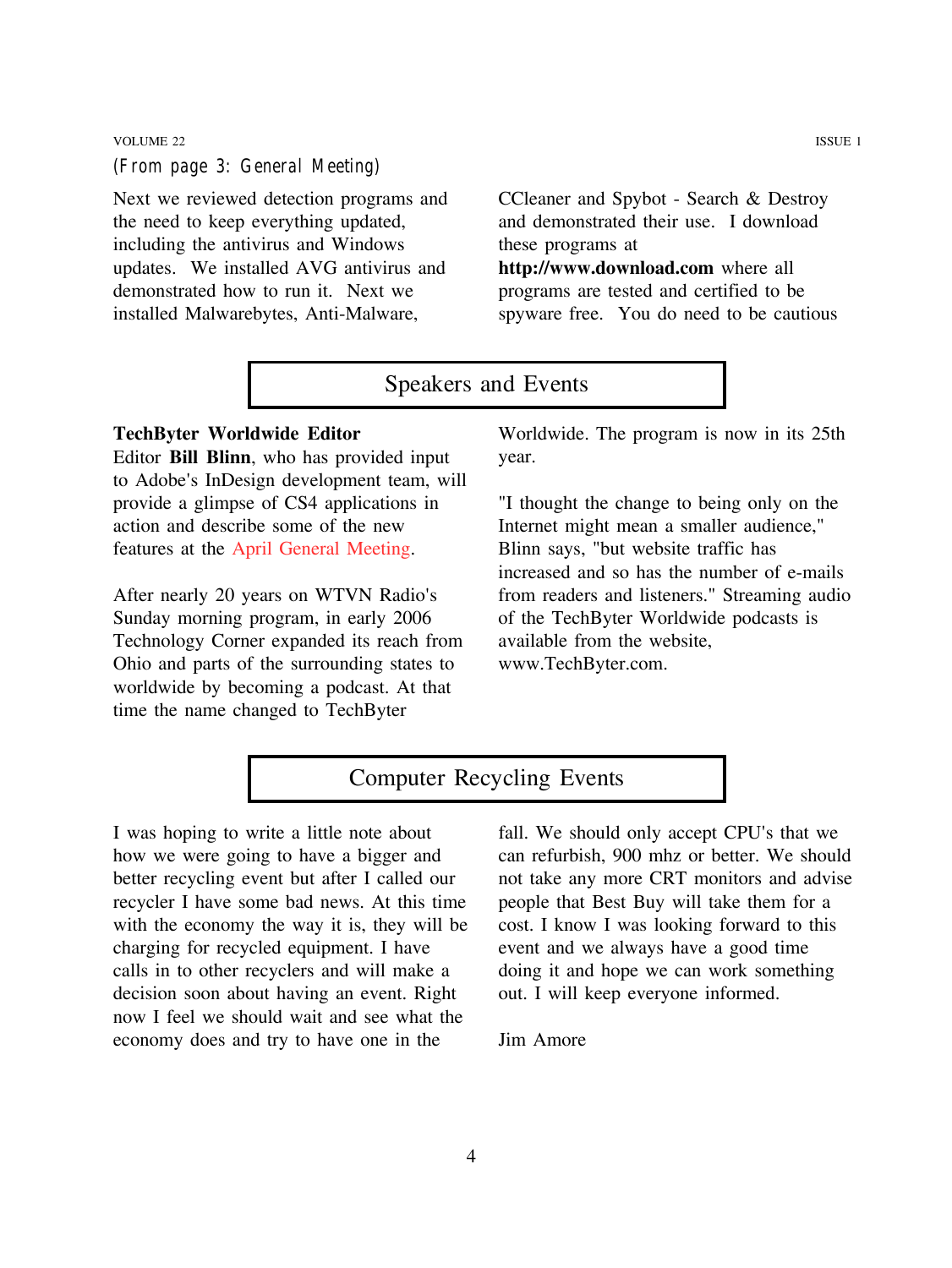(From page 3: General Meeting)

Next we reviewed detection programs and the need to keep everything updated, including the antivirus and Windows updates. We installed AVG antivirus and demonstrated how to run it. Next we installed Malwarebytes, Anti-Malware, CCleaner and Spybot - Search & Destroy and demonstrated their use. I download these programs at **http://www.download.com** where all programs are tested and certified to be spyware free. You do need to be cautious

## Speakers and Events

**TechByter Worldwide Editor**
Editor **Bill Blinn**, who has provided input to Adobe's InDesign development team, will provide a glimpse of CS4 applications in action and describe some of the new features at the April General Meeting.

After nearly 20 years on WTVN Radio's Sunday morning program, in early 2006 Technology Corner expanded its reach from Ohio and parts of the surrounding states to worldwide by becoming a podcast. At that time the name changed to TechByter Worldwide. The program is now in its 25th year.

"I thought the change to being only on the Internet might mean a smaller audience," Blinn says, "but website traffic has increased and so has the number of e-mails from readers and listeners." Streaming audio of the TechByter Worldwide podcasts is available from the website, www.TechByter.com.

## Computer Recycling Events

I was hoping to write a little note about how we were going to have a bigger and better recycling event but after I called our recycler I have some bad news. At this time with the economy the way it is, they will be charging for recycled equipment. I have calls in to other recyclers and will make a decision soon about having an event. Right now I feel we should wait and see what the economy does and try to have one in the fall. We should only accept CPU's that we can refurbish, 900 mhz or better. We should not take any more CRT monitors and advise people that Best Buy will take them for a cost. I know I was looking forward to this event and we always have a good time doing it and hope we can work something out. I will keep everyone informed.

Jim Amore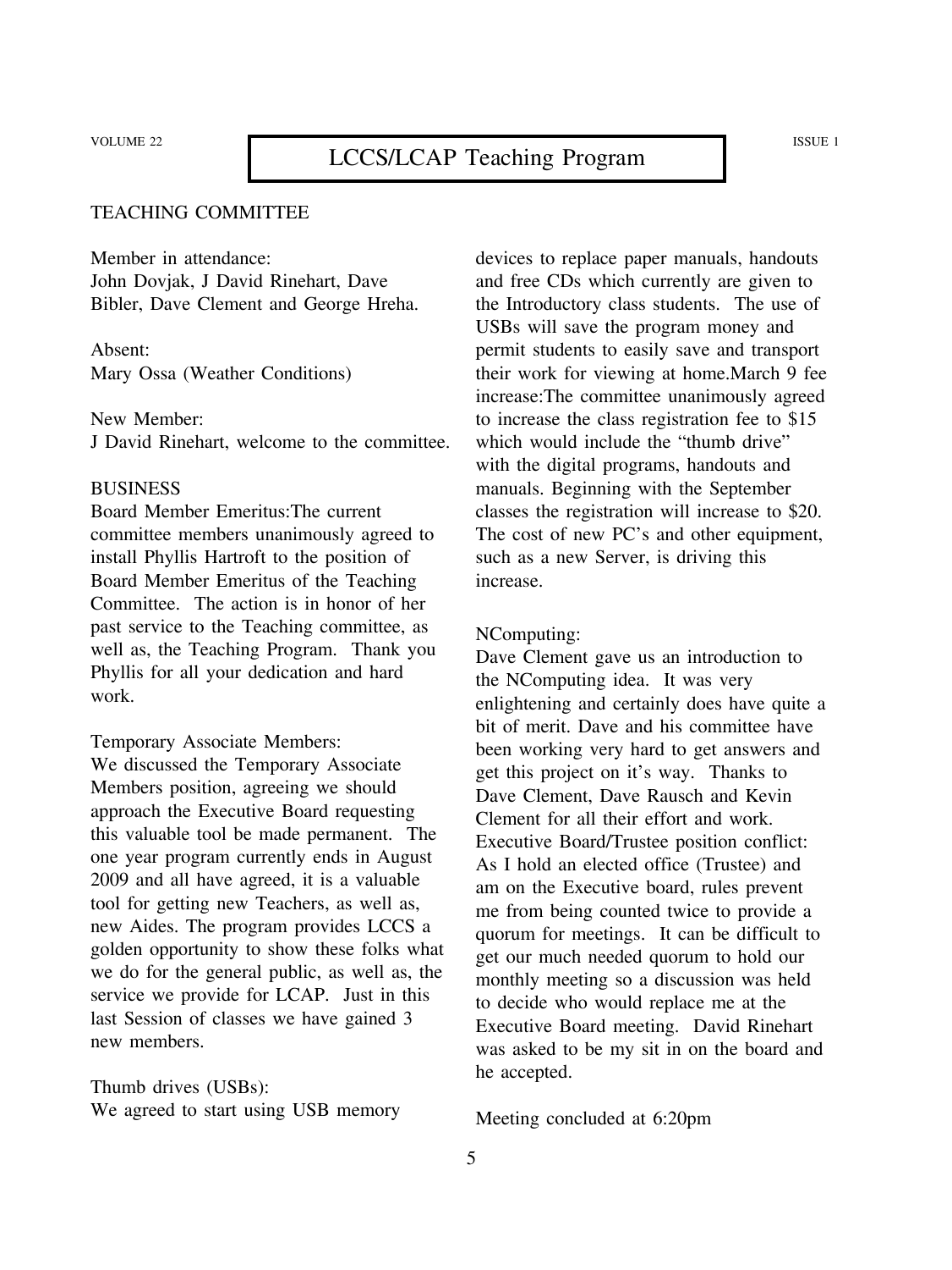# LCCS/LCAP Teaching Program

## TEACHING COMMITTEE

Member in attendance:
John Dovjak, J David Rinehart, Dave Bibler, Dave Clement and George Hreha.

Absent:
Mary Ossa (Weather Conditions)

New Member:
J David Rinehart, welcome to the committee.

## BUSINESS

Board Member Emeritus:The current committee members unanimously agreed to install Phyllis Hartroft to the position of Board Member Emeritus of the Teaching Committee. The action is in honor of her past service to the Teaching committee, as well as, the Teaching Program. Thank you Phyllis for all your dedication and hard work.

Temporary Associate Members:
We discussed the Temporary Associate Members position, agreeing we should approach the Executive Board requesting this valuable tool be made permanent. The one year program currently ends in August 2009 and all have agreed, it is a valuable tool for getting new Teachers, as well as, new Aides. The program provides LCCS a golden opportunity to show these folks what we do for the general public, as well as, the service we provide for LCAP. Just in this last Session of classes we have gained 3 new members.

Thumb drives (USBs):
We agreed to start using USB memory devices to replace paper manuals, handouts and free CDs which currently are given to the Introductory class students. The use of USBs will save the program money and permit students to easily save and transport their work for viewing at home.March 9 fee increase:The committee unanimously agreed to increase the class registration fee to $15 which would include the "thumb drive" with the digital programs, handouts and manuals. Beginning with the September classes the registration will increase to $20. The cost of new PC's and other equipment, such as a new Server, is driving this increase.

NComputing:
Dave Clement gave us an introduction to the NComputing idea. It was very enlightening and certainly does have quite a bit of merit. Dave and his committee have been working very hard to get answers and get this project on it's way. Thanks to Dave Clement, Dave Rausch and Kevin Clement for all their effort and work.
Executive Board/Trustee position conflict:
As I hold an elected office (Trustee) and am on the Executive board, rules prevent me from being counted twice to provide a quorum for meetings. It can be difficult to get our much needed quorum to hold our monthly meeting so a discussion was held to decide who would replace me at the Executive Board meeting. David Rinehart was asked to be my sit in on the board and he accepted.

Meeting concluded at 6:20pm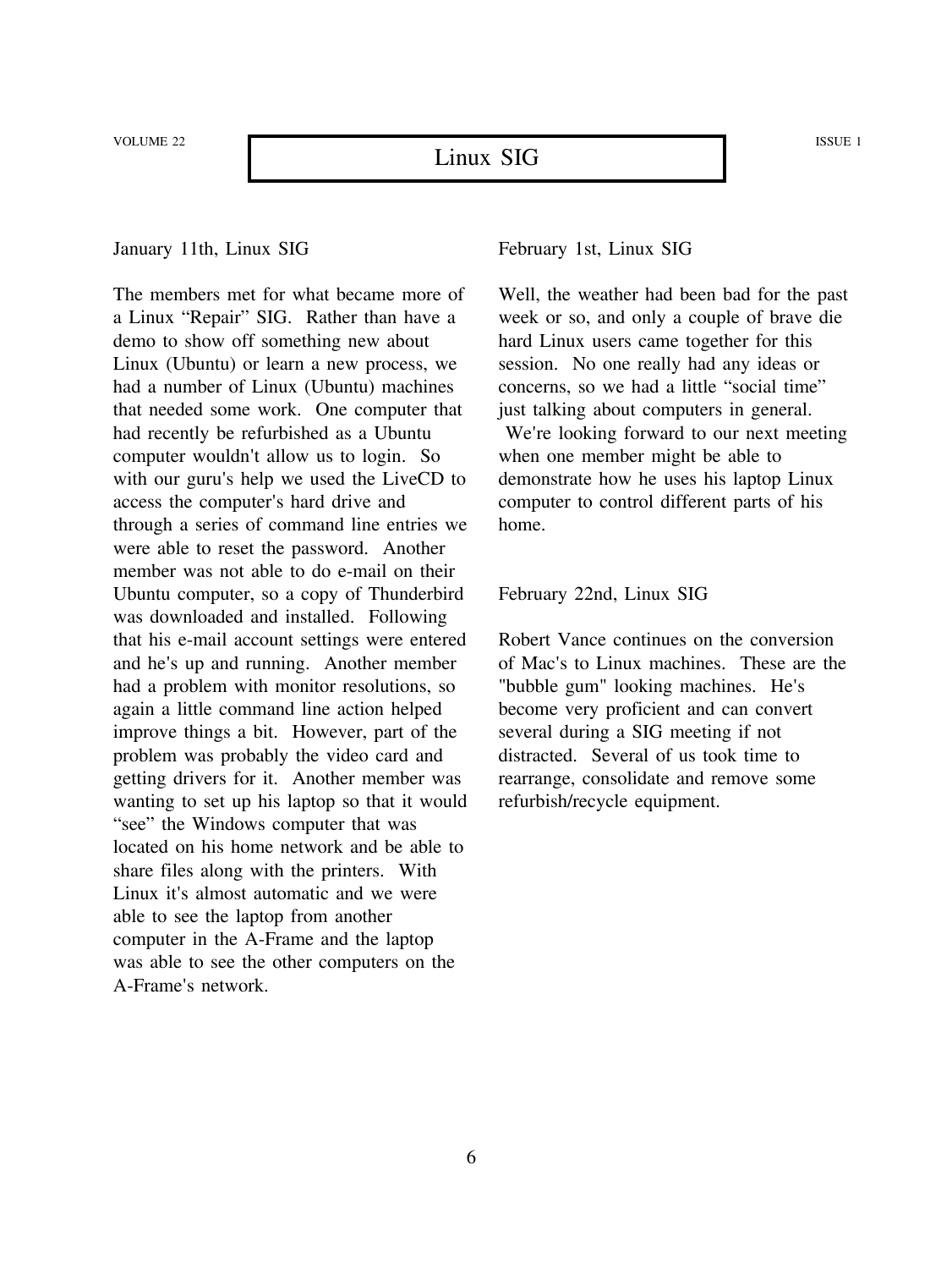# Linux SIG

January 11th, Linux SIG

The members met for what became more of a Linux "Repair" SIG. Rather than have a demo to show off something new about Linux (Ubuntu) or learn a new process, we had a number of Linux (Ubuntu) machines that needed some work. One computer that had recently be refurbished as a Ubuntu computer wouldn't allow us to login. So with our guru's help we used the LiveCD to access the computer's hard drive and through a series of command line entries we were able to reset the password. Another member was not able to do e-mail on their Ubuntu computer, so a copy of Thunderbird was downloaded and installed. Following that his e-mail account settings were entered and he's up and running. Another member had a problem with monitor resolutions, so again a little command line action helped improve things a bit. However, part of the problem was probably the video card and getting drivers for it. Another member was wanting to set up his laptop so that it would "see" the Windows computer that was located on his home network and be able to share files along with the printers. With Linux it's almost automatic and we were able to see the laptop from another computer in the A-Frame and the laptop was able to see the other computers on the A-Frame's network.

February 1st, Linux SIG

Well, the weather had been bad for the past week or so, and only a couple of brave die hard Linux users came together for this session. No one really had any ideas or concerns, so we had a little "social time" just talking about computers in general. We're looking forward to our next meeting when one member might be able to demonstrate how he uses his laptop Linux computer to control different parts of his home.

February 22nd, Linux SIG

Robert Vance continues on the conversion of Mac's to Linux machines. These are the "bubble gum" looking machines. He's become very proficient and can convert several during a SIG meeting if not distracted. Several of us took time to rearrange, consolidate and remove some refurbish/recycle equipment.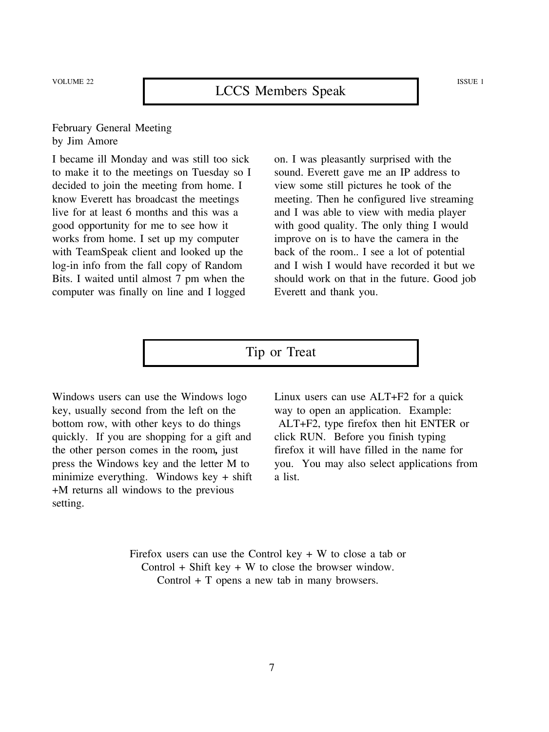## LCCS Members Speak

February General Meeting
by Jim Amore

I became ill Monday and was still too sick to make it to the meetings on Tuesday so I decided to join the meeting from home. I know Everett has broadcast the meetings live for at least 6 months and this was a good opportunity for me to see how it works from home. I set up my computer with TeamSpeak client and looked up the log-in info from the fall copy of Random Bits. I waited until almost 7 pm when the computer was finally on line and I logged on. I was pleasantly surprised with the sound. Everett gave me an IP address to view some still pictures he took of the meeting. Then he configured live streaming and I was able to view with media player with good quality. The only thing I would improve on is to have the camera in the back of the room.. I see a lot of potential and I wish I would have recorded it but we should work on that in the future. Good job Everett and thank you.

## Tip or Treat

Windows users can use the Windows logo key, usually second from the left on the bottom row, with other keys to do things quickly. If you are shopping for a gift and the other person comes in the room**,** just press the Windows key and the letter M to minimize everything. Windows key + shift +M returns all windows to the previous setting.

Linux users can use ALT+F2 for a quick way to open an application. Example: ALT+F2, type firefox then hit ENTER or click RUN. Before you finish typing firefox it will have filled in the name for you. You may also select applications from a list.

Firefox users can use the Control key + W to close a tab or
Control + Shift key + W to close the browser window.
Control + T opens a new tab in many browsers.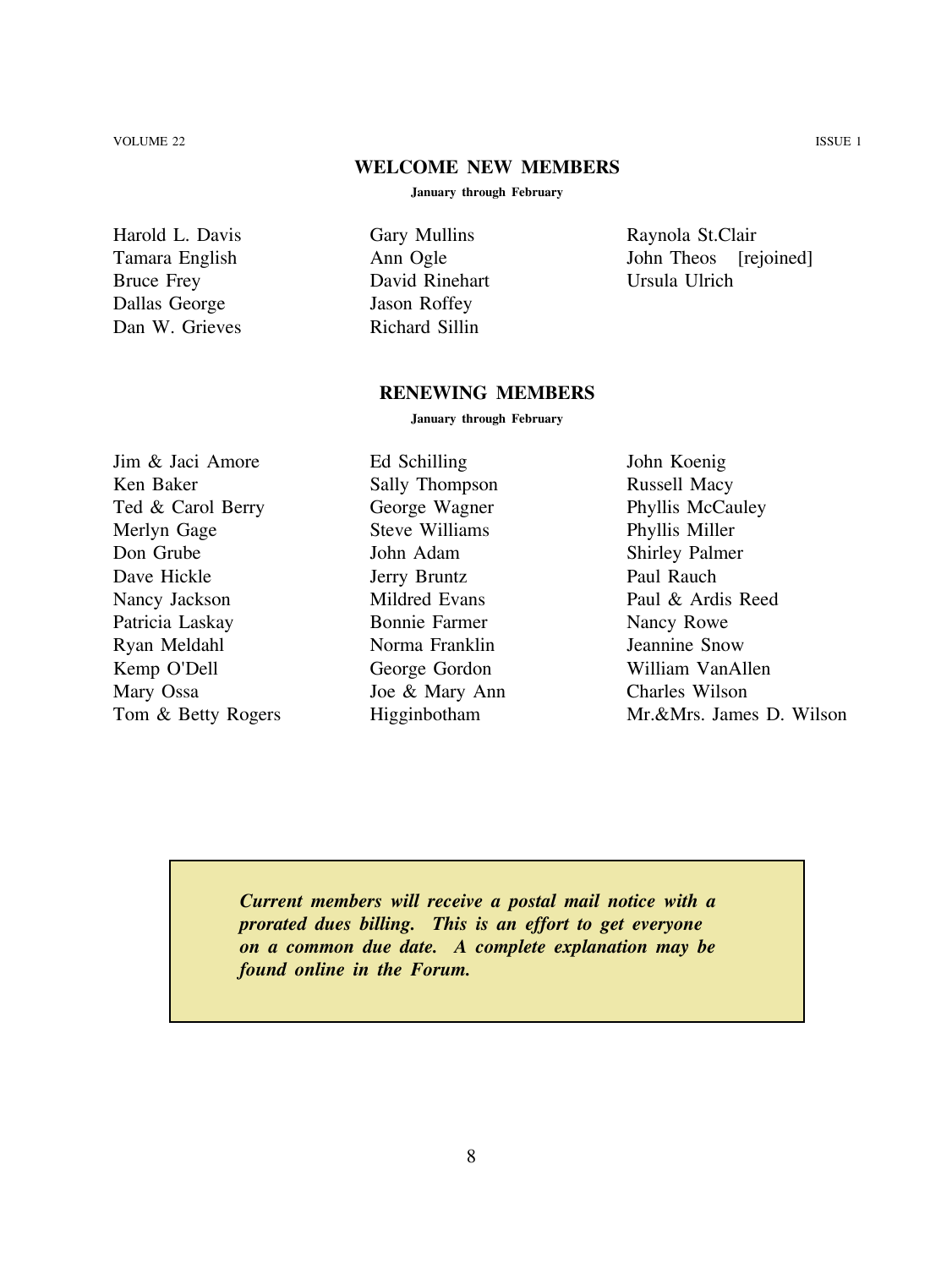## WELCOME NEW MEMBERS

**January through February**

Harold L. Davis
Tamara English
Bruce Frey
Dallas George
Dan W. Grieves
Gary Mullins
Ann Ogle
David Rinehart
Jason Roffey
Richard Sillin
Raynola St.Clair
John Theos [rejoined]
Ursula Ulrich

## RENEWING MEMBERS

**January through February**

Jim & Jaci Amore
Ken Baker
Ted & Carol Berry
Merlyn Gage
Don Grube
Dave Hickle
Nancy Jackson
Patricia Laskay
Ryan Meldahl
Kemp O'Dell
Mary Ossa
Tom & Betty Rogers
Ed Schilling
Sally Thompson
George Wagner
Steve Williams
John Adam
Jerry Bruntz
Mildred Evans
Bonnie Farmer
Norma Franklin
George Gordon
Joe & Mary Ann Higginbotham
John Koenig
Russell Macy
Phyllis McCauley
Phyllis Miller
Shirley Palmer
Paul Rauch
Paul & Ardis Reed
Nancy Rowe
Jeannine Snow
William VanAllen
Charles Wilson
Mr.&Mrs. James D. Wilson

***Current members will receive a postal mail notice with a prorated dues billing. This is an effort to get everyone on a common due date. A complete explanation may be found online in the Forum.***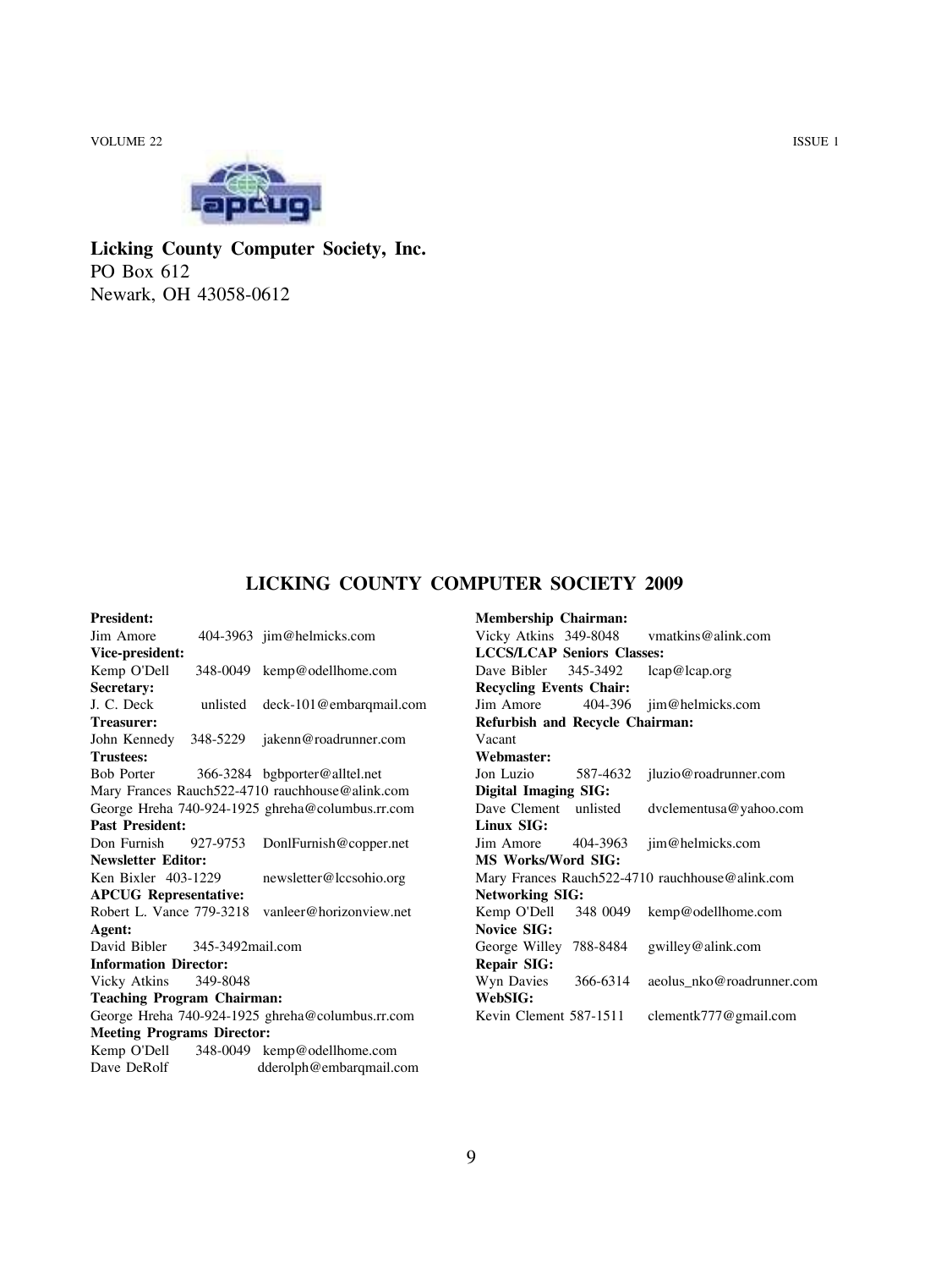**Licking County Computer Society, Inc.**
PO Box 612
Newark, OH 43058-0612

## LICKING COUNTY COMPUTER SOCIETY 2009

**President:**
Jim Amore 404-3963 jim@helmicks.com

**Vice-president:**
Kemp O'Dell 348-0049 kemp@odellhome.com

**Secretary:**
J. C. Deck unlisted deck-101@embarqmail.com

**Treasurer:**
John Kennedy 348-5229 jakenn@roadrunner.com

**Trustees:**
Bob Porter 366-3284 bgbporter@alltel.net
Mary Frances Rauch522-4710 rauchhouse@alink.com
George Hreha 740-924-1925 ghreha@columbus.rr.com

**Past President:**
Don Furnish 927-9753 DonlFurnish@copper.net

**Newsletter Editor:**
Ken Bixler 403-1229 newsletter@lccsohio.org

**APCUG Representative:**
Robert L. Vance 779-3218 vanleer@horizonview.net

**Agent:**
David Bibler 345-3492mail.com

**Information Director:**
Vicky Atkins 349-8048

**Teaching Program Chairman:**
George Hreha 740-924-1925 ghreha@columbus.rr.com

**Meeting Programs Director:**
Kemp O'Dell 348-0049 kemp@odellhome.com
Dave DeRolf dderolph@embarqmail.com

**Membership Chairman:**
Vicky Atkins 349-8048 vmatkins@alink.com

**LCCS/LCAP Seniors Classes:**
Dave Bibler 345-3492 lcap@lcap.org

**Recycling Events Chair:**
Jim Amore 404-396 jim@helmicks.com

**Refurbish and Recycle Chairman:**
Vacant

**Webmaster:**
Jon Luzio 587-4632 jluzio@roadrunner.com

**Digital Imaging SIG:**
Dave Clement unlisted dvclementusa@yahoo.com

**Linux SIG:**
Jim Amore 404-3963 jim@helmicks.com

**MS Works/Word SIG:**
Mary Frances Rauch522-4710 rauchhouse@alink.com

**Networking SIG:**
Kemp O'Dell 348 0049 kemp@odellhome.com

**Novice SIG:**
George Willey 788-8484 gwilley@alink.com

**Repair SIG:**
Wyn Davies 366-6314 aeolus_nko@roadrunner.com

**WebSIG:**
Kevin Clement 587-1511 clementk777@gmail.com